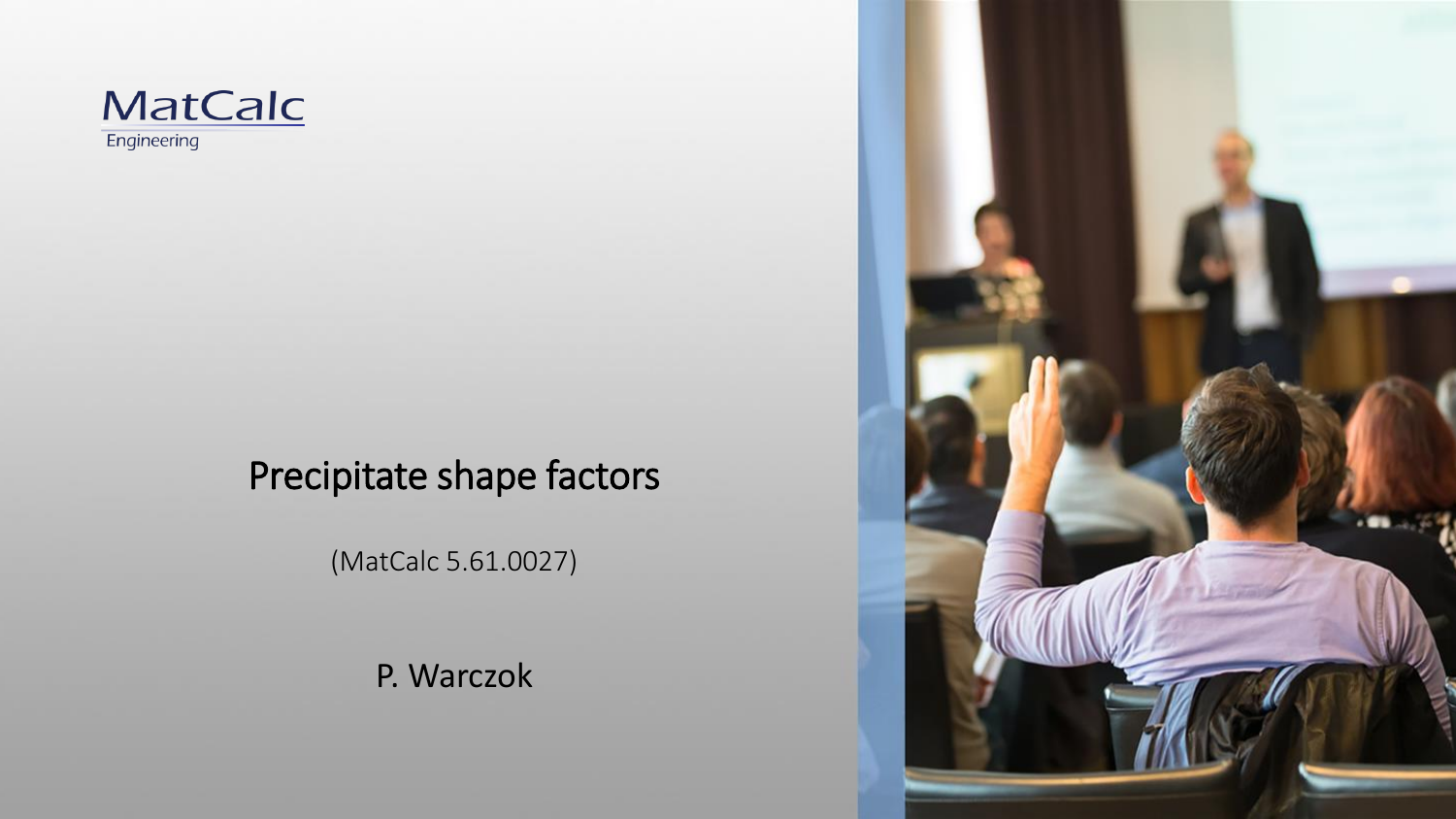MatCalc

Engineering

# Precipitate shape factors

(MatCalc 5.61.0027)

P. Warczok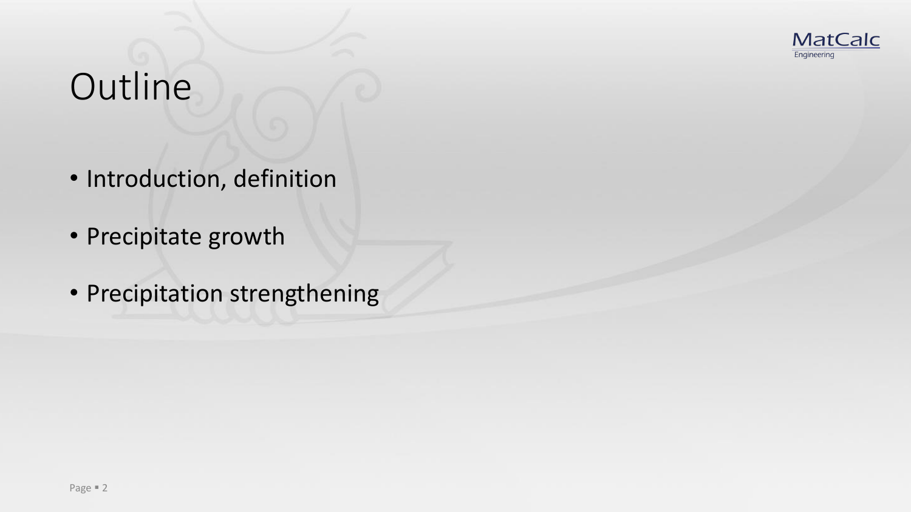# Outline

- Introduction, definition
- Precipitate growth
- Precipitation strengthening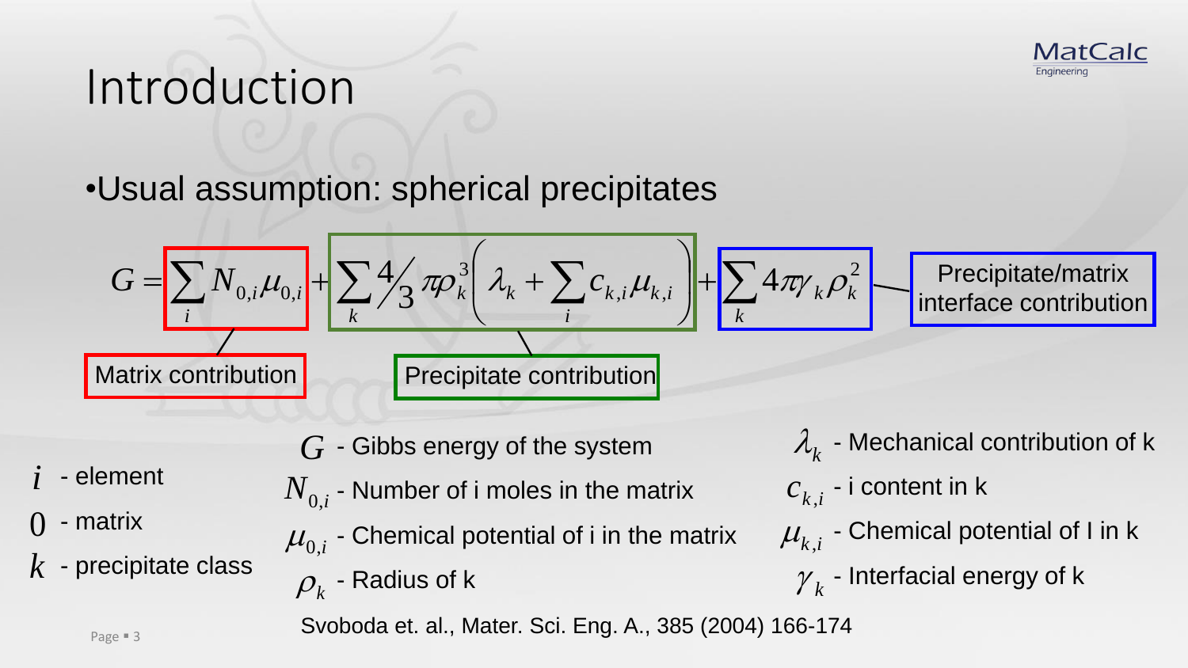# Introduction

- Usual assumption: spherical precipitates

$$G = \sum_i N_{0,i}\mu_{0,i} + \sum_k \tfrac{4}{3}\pi\rho_k^3\left(\lambda_k + \sum_i c_{k,i}\mu_{k,i}\right) + \sum_k 4\pi\gamma_k\rho_k^2$$

Matrix contribution

Precipitate contribution

Precipitate/matrix interface contribution

$i$ - element

$0$ - matrix

$k$ - precipitate class

$G$ - Gibbs energy of the system

$N_{0,i}$ - Number of i moles in the matrix

$\mu_{0,i}$ - Chemical potential of i in the matrix

$\rho_k$ - Radius of k

$\lambda_k$ - Mechanical contribution of k

$c_{k,i}$ - i content in k

$\mu_{k,i}$ - Chemical potential of I in k

$\gamma_k$ - Interfacial energy of k

Svoboda et. al., Mater. Sci. Eng. A., 385 (2004) 166-174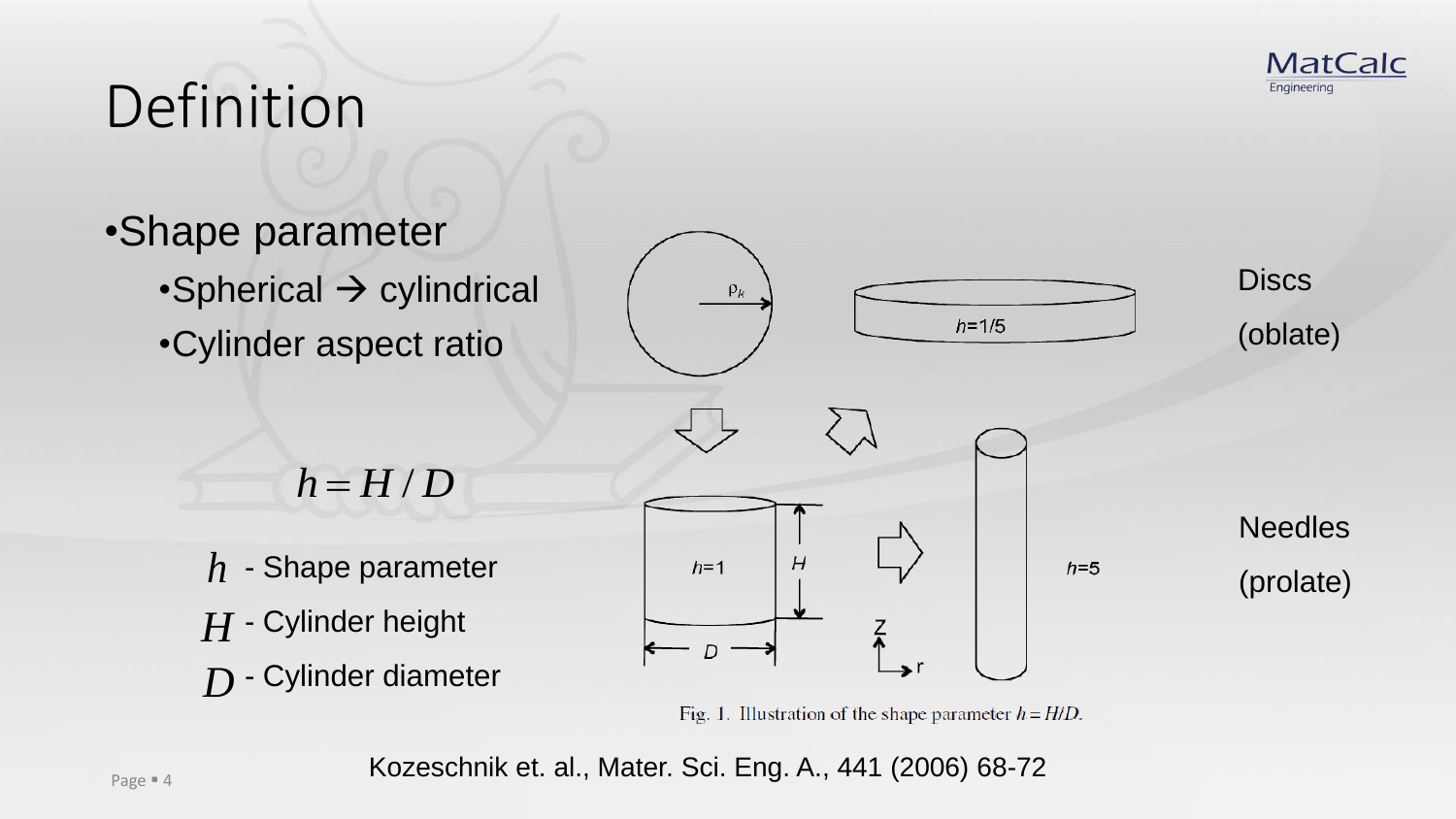# Definition

- Shape parameter
  - Spherical → cylindrical
  - Cylinder aspect ratio

$$h = H / D$$

$h$ - Shape parameter

$H$ - Cylinder height

$D$ - Cylinder diameter

Discs (oblate)

Needles (prolate)

Fig. 1. Illustration of the shape parameter $h = H/D$.

Kozeschnik et. al., Mater. Sci. Eng. A., 441 (2006) 68-72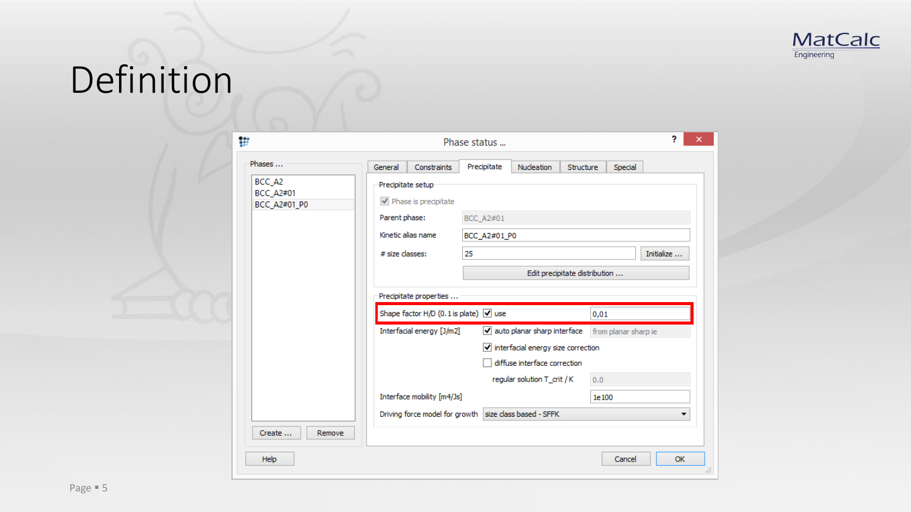# Definition

**Phase status ...**

Tabs: General | Constraints | Precipitate | Nucleation | Structure | Special

Phases ...
- BCC_A2
- BCC_A2#01
- BCC_A2#01_P0

Create ... | Remove

**Precipitate setup**

- ☑ Phase is precipitate
- Parent phase: BCC_A2#01
- Kinetic alias name: BCC_A2#01_P0
- # size classes: 25 — Initialize ...
- Edit precipitate distribution ...

**Precipitate properties ...**

- Shape factor H/D (0.1 is plate) ☑ use — 0,01
- Interfacial energy [J/m2] ☑ auto planar sharp interface — from planar sharp ie
  - ☑ interfacial energy size correction
  - ☐ diffuse interface correction
  - regular solution T_crit / K — 0.0
- Interface mobility [m4/Js] — 1e100
- Driving force model for growth — size class based - SFFK

Help | Cancel | OK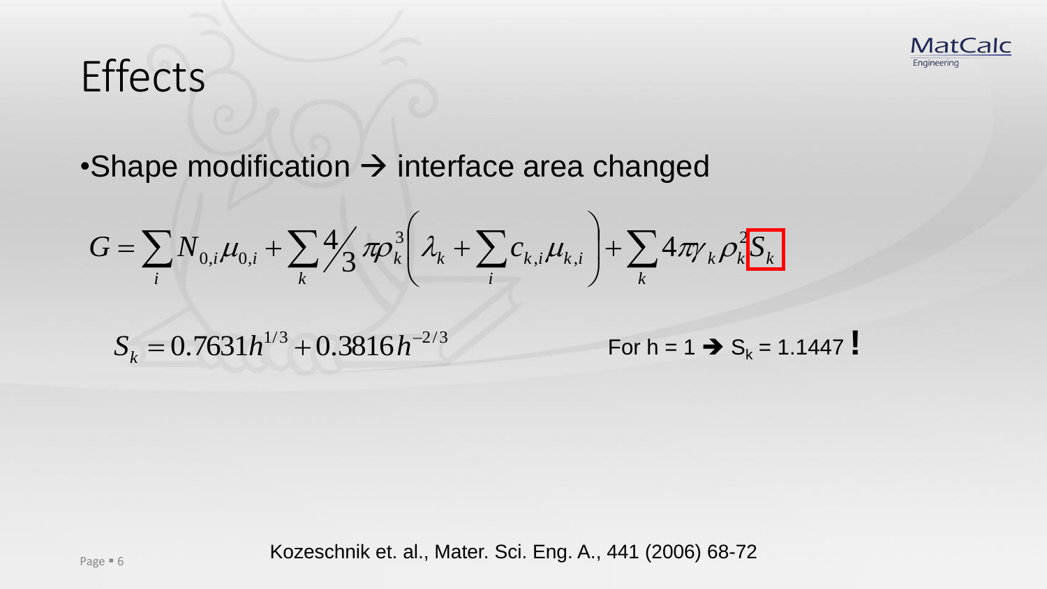# Effects

- Shape modification → interface area changed

$$G = \sum_i N_{0,i}\mu_{0,i} + \sum_k \frac{4}{3}\pi\rho_k^3\left(\lambda_k + \sum_i c_{k,i}\mu_{k,i}\right) + \sum_k 4\pi\gamma_k\rho_k^2 \boxed{S_k}$$

$$S_k = 0.7631h^{1/3} + 0.3816h^{-2/3}$$

For h = 1 → $S_k$ = 1.1447 **!**

Kozeschnik et. al., Mater. Sci. Eng. A., 441 (2006) 68-72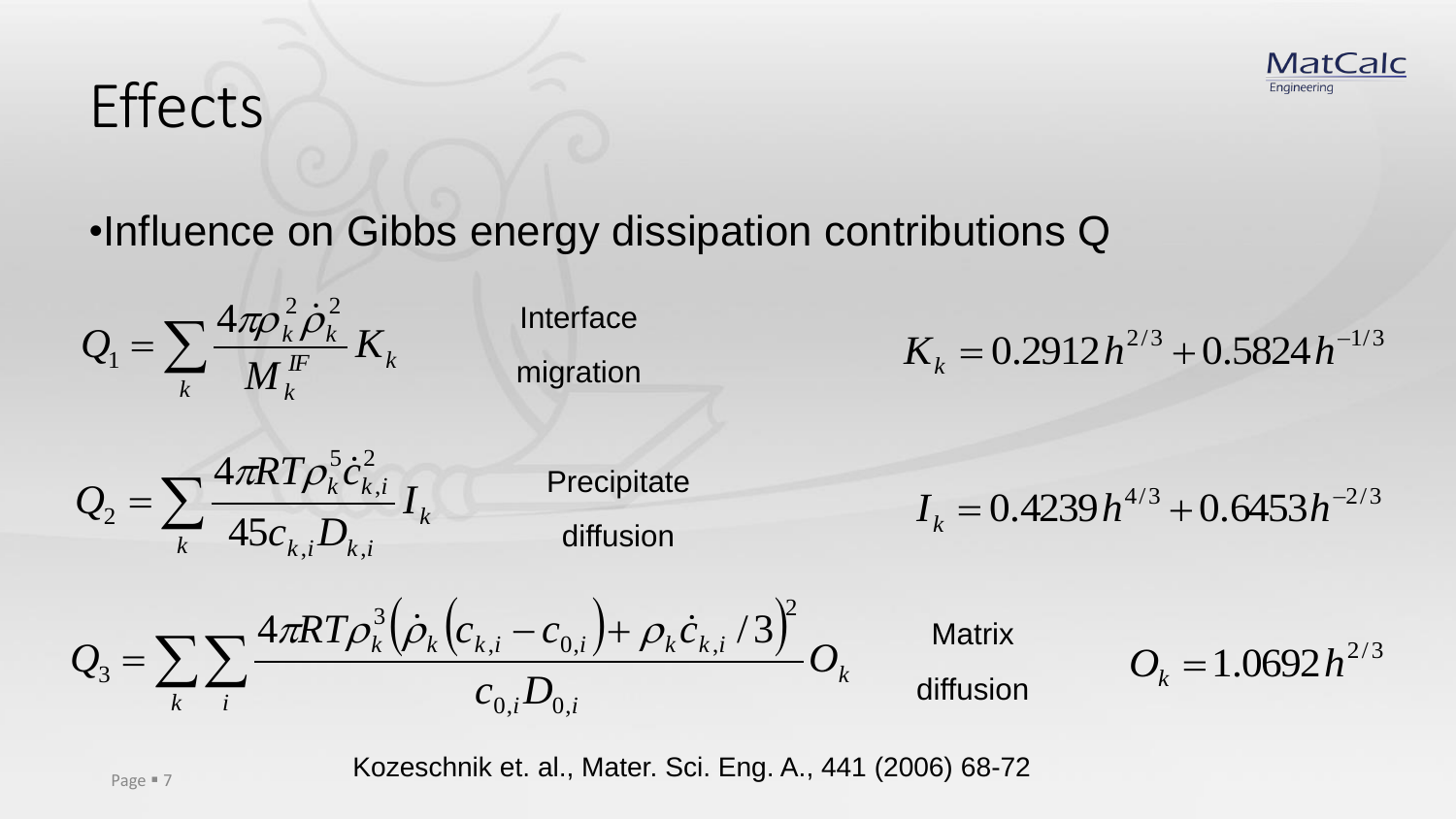# Effects

- Influence on Gibbs energy dissipation contributions Q

$$Q_1 = \sum_k \frac{4\pi\rho_k^2 \dot{\rho}_k^2}{M_k^{IF}} K_k$$

Interface migration

$$K_k = 0.2912\, h^{2/3} + 0.5824\, h^{-1/3}$$

$$Q_2 = \sum_k \frac{4\pi RT \rho_k^5 \dot{c}_{k,i}^2}{45 c_{k,i} D_{k,i}} I_k$$

Precipitate diffusion

$$I_k = 0.4239\, h^{4/3} + 0.6453\, h^{-2/3}$$

$$Q_3 = \sum_k \sum_i \frac{4\pi RT \rho_k^3 \left(\dot{\rho}_k \left(c_{k,i} - c_{0,i}\right) + \rho_k \dot{c}_{k,i} / 3\right)^2}{c_{0,i} D_{0,i}} O_k$$

Matrix diffusion

$$O_k = 1.0692\, h^{2/3}$$

Kozeschnik et. al., Mater. Sci. Eng. A., 441 (2006) 68-72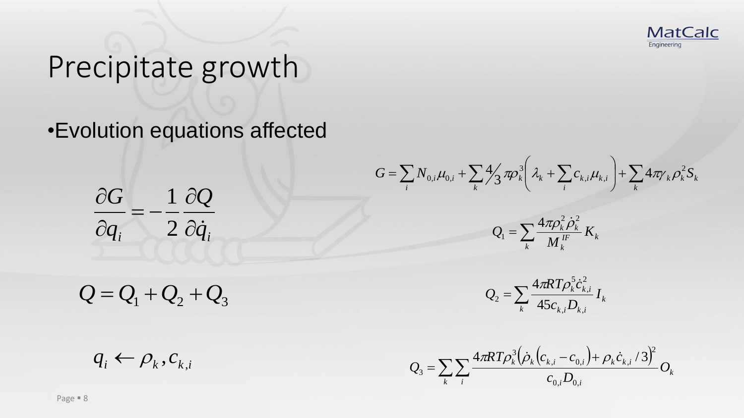# Precipitate growth

- Evolution equations affected

$$\frac{\partial G}{\partial q_i} = -\frac{1}{2}\frac{\partial Q}{\partial \dot{q}_i}$$

$$Q = Q_1 + Q_2 + Q_3$$

$$q_i \leftarrow \rho_k, c_{k,i}$$

$$G = \sum_i N_{0,i}\mu_{0,i} + \sum_k 4/3\,\pi\rho_k^3\left(\lambda_k + \sum_i c_{k,i}\mu_{k,i}\right) + \sum_k 4\pi\gamma_k\rho_k^2 S_k$$

$$Q_1 = \sum_k \frac{4\pi\rho_k^2\dot{\rho}_k^2}{M_k^{IF}} K_k$$

$$Q_2 = \sum_k \frac{4\pi RT\rho_k^5\dot{c}_{k,i}^2}{45 c_{k,i} D_{k,i}} I_k$$

$$Q_3 = \sum_k \sum_i \frac{4\pi RT\rho_k^3\left(\dot{\rho}_k\left(c_{k,i} - c_{0,i}\right) + \rho_k\dot{c}_{k,i}/3\right)^2}{c_{0,i}D_{0,i}} O_k$$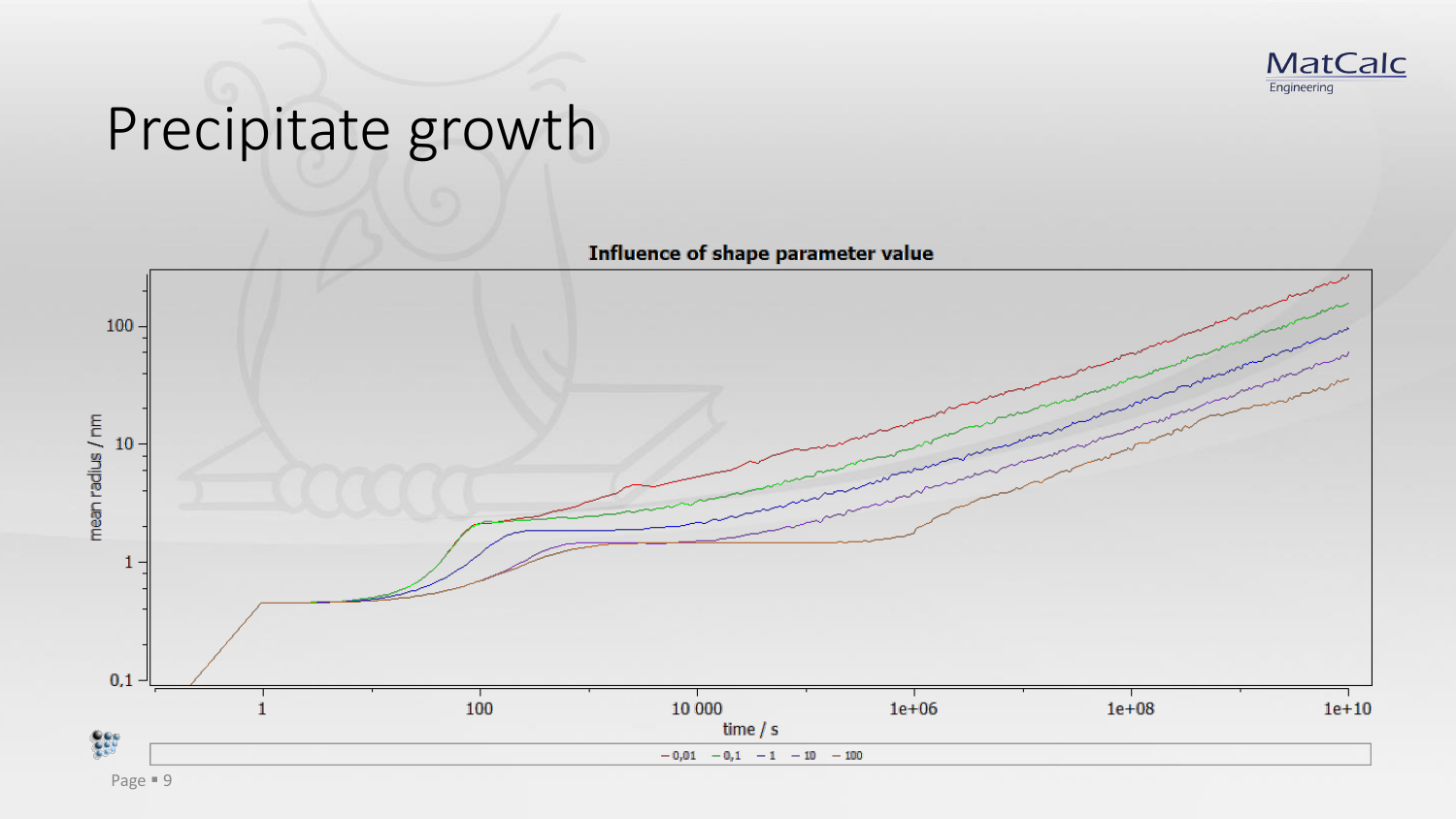# Precipitate growth

**Influence of shape parameter value**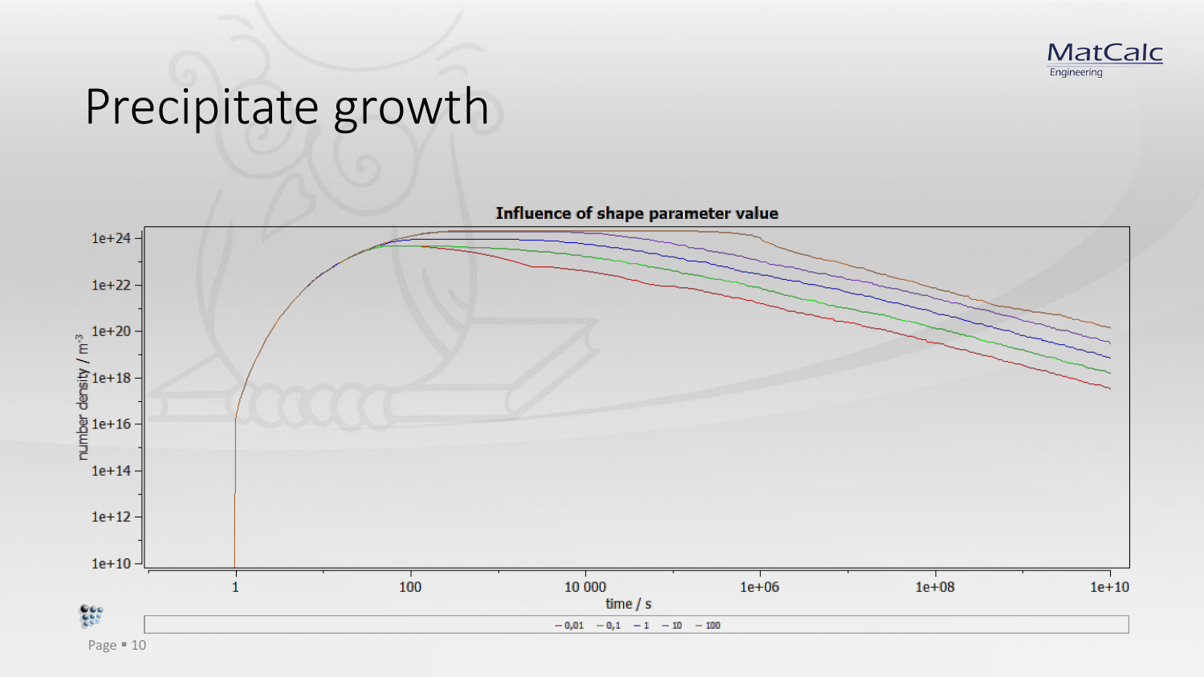# Precipitate growth

**Influence of shape parameter value**

number density / m$^{-3}$

time / s

— 0,01 — 0,1 — 1 — 10 — 100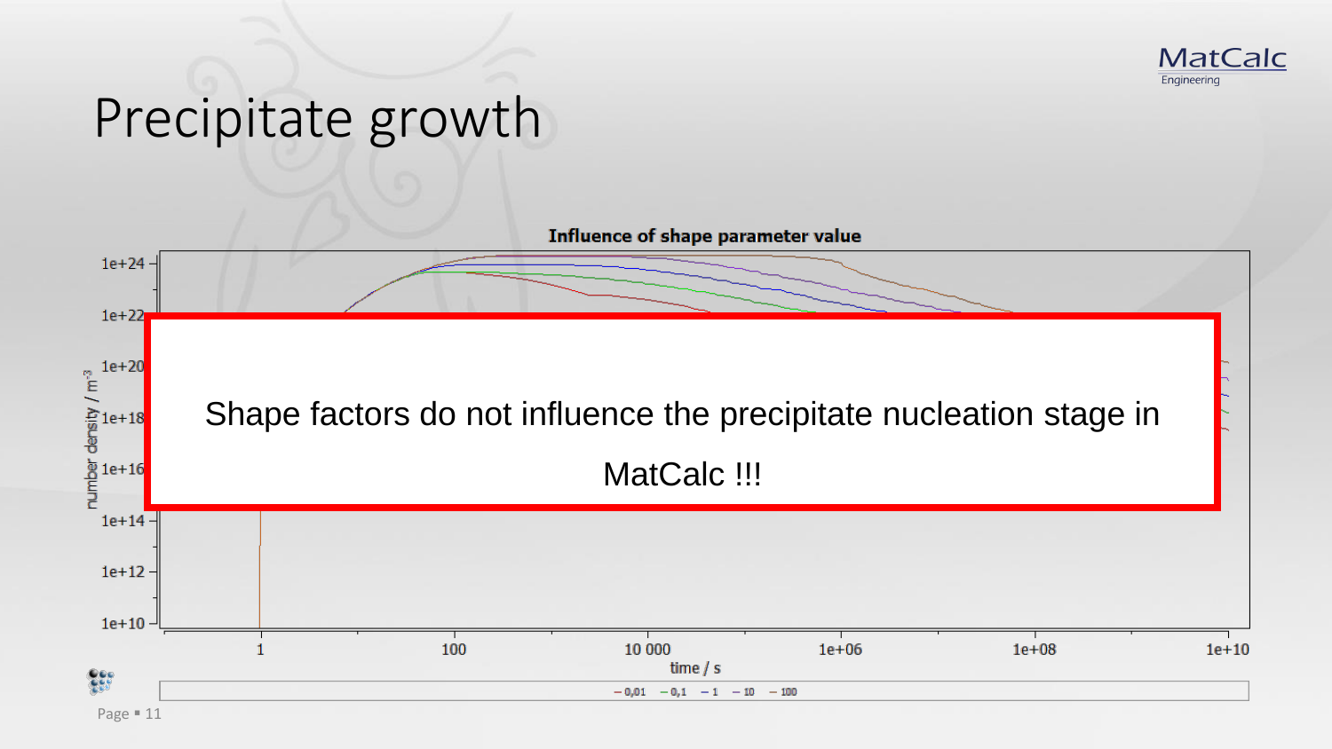# Precipitate growth

Influence of shape parameter value

Shape factors do not influence the precipitate nucleation stage in MatCalc !!!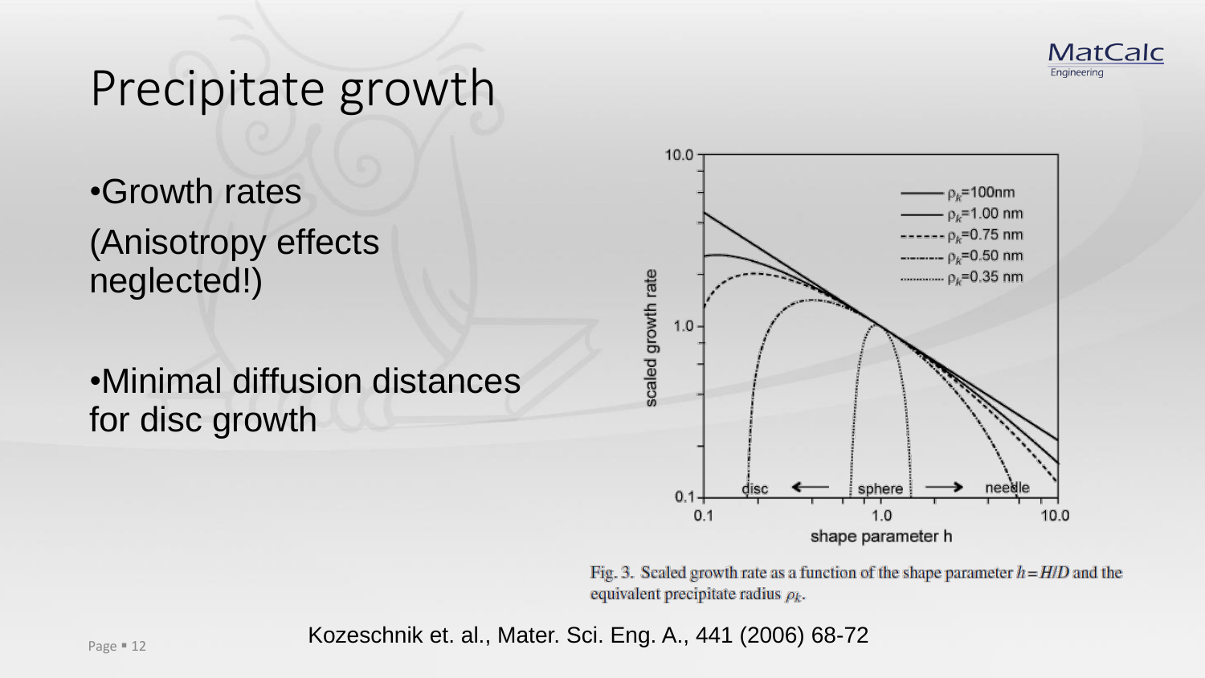# Precipitate growth

- Growth rates

(Anisotropy effects neglected!)

- Minimal diffusion distances for disc growth

Fig. 3. Scaled growth rate as a function of the shape parameter $h = H/D$ and the equivalent precipitate radius $\rho_k$.

Kozeschnik et. al., Mater. Sci. Eng. A., 441 (2006) 68-72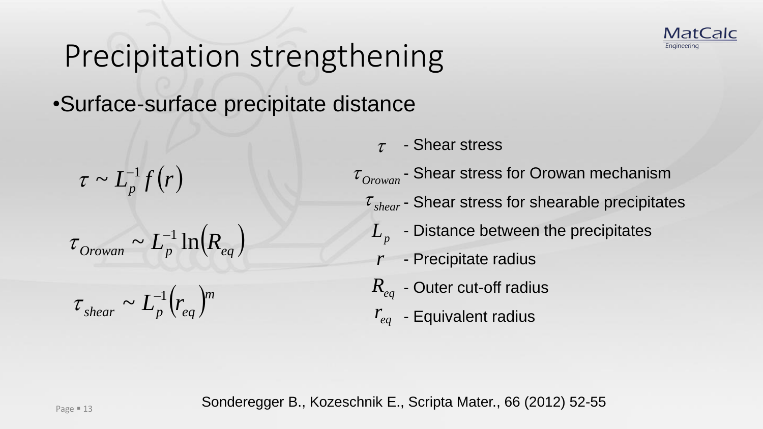# Precipitation strengthening

- Surface-surface precipitate distance

$$\tau \sim L_p^{-1} f(r)$$

$$\tau_{Orowan} \sim L_p^{-1} \ln(R_{eq})$$

$$\tau_{shear} \sim L_p^{-1} (r_{eq})^m$$

$\tau$ - Shear stress

$\tau_{Orowan}$ - Shear stress for Orowan mechanism

$\tau_{shear}$ - Shear stress for shearable precipitates

$L_p$ - Distance between the precipitates

$r$ - Precipitate radius

$R_{eq}$ - Outer cut-off radius

$r_{eq}$ - Equivalent radius

Sonderegger B., Kozeschnik E., Scripta Mater., 66 (2012) 52-55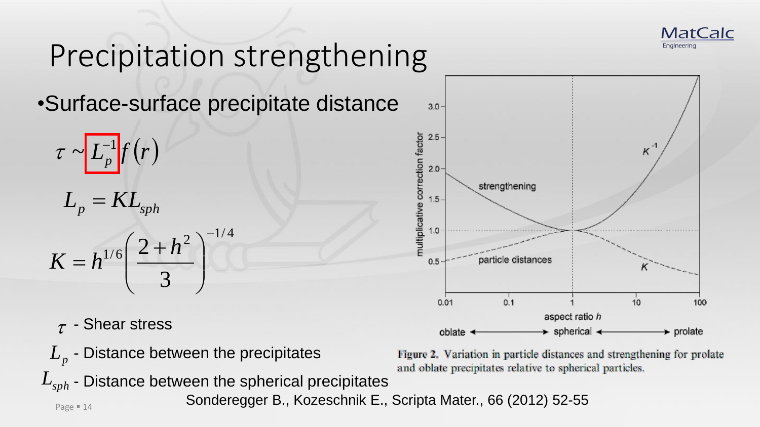# Precipitation strengthening

- Surface-surface precipitate distance

$$\tau \sim L_p^{-1} f(r)$$

$$L_p = K L_{sph}$$

$$K = h^{1/6}\left(\frac{2+h^2}{3}\right)^{-1/4}$$

$\tau$ - Shear stress

$L_p$ - Distance between the precipitates

$L_{sph}$ - Distance between the spherical precipitates

Figure 2. Variation in particle distances and strengthening for prolate and oblate precipitates relative to spherical particles.

Sonderegger B., Kozeschnik E., Scripta Mater., 66 (2012) 52-55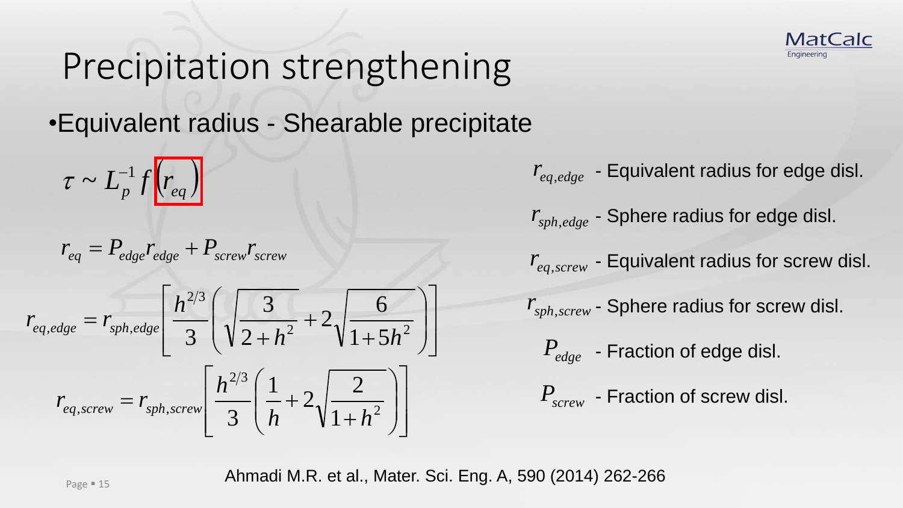# Precipitation strengthening

- Equivalent radius - Shearable precipitate

$$\tau \sim L_p^{-1} f\left(r_{eq}\right)$$

$$r_{eq} = P_{edge} r_{edge} + P_{screw} r_{screw}$$

$$r_{eq,edge} = r_{sph,edge}\left[\frac{h^{2/3}}{3}\left(\sqrt{\frac{3}{2+h^2}} + 2\sqrt{\frac{6}{1+5h^2}}\right)\right]$$

$$r_{eq,screw} = r_{sph,screw}\left[\frac{h^{2/3}}{3}\left(\frac{1}{h} + 2\sqrt{\frac{2}{1+h^2}}\right)\right]$$

$r_{eq,edge}$ - Equivalent radius for edge disl.

$r_{sph,edge}$ - Sphere radius for edge disl.

$r_{eq,screw}$ - Equivalent radius for screw disl.

$r_{sph,screw}$ - Sphere radius for screw disl.

$P_{edge}$ - Fraction of edge disl.

$P_{screw}$ - Fraction of screw disl.

Ahmadi M.R. et al., Mater. Sci. Eng. A, 590 (2014) 262-266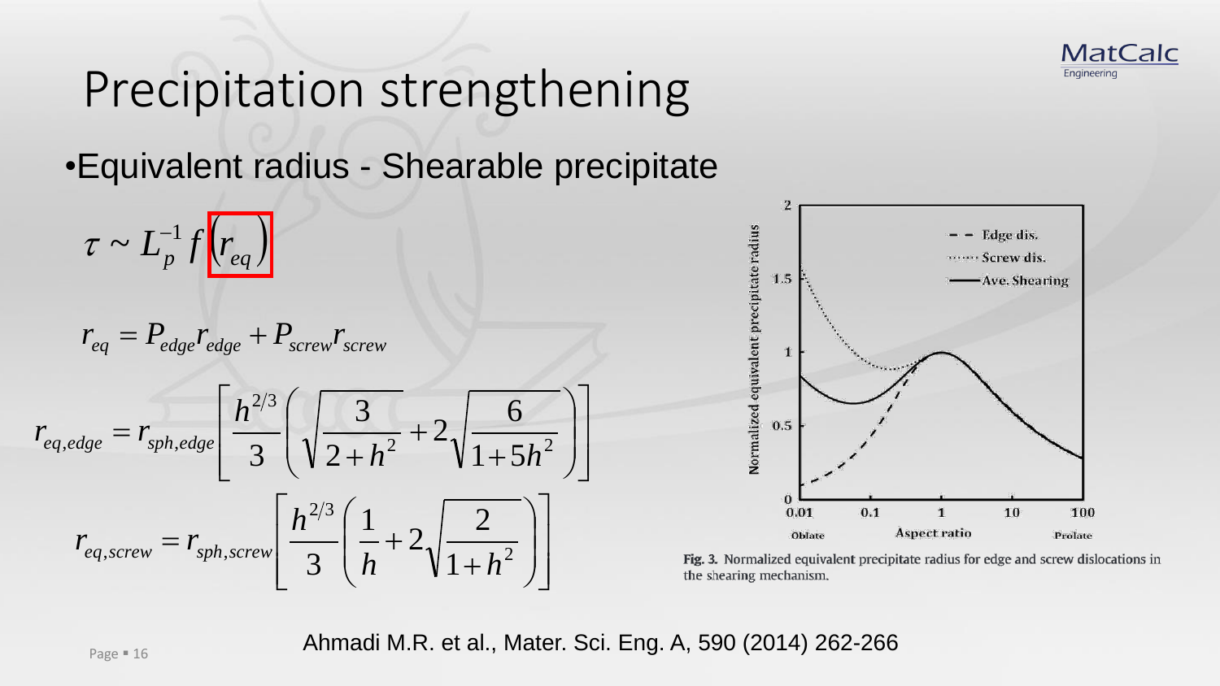# Precipitation strengthening

- Equivalent radius - Shearable precipitate

$$\tau \sim L_p^{-1} f\left(r_{eq}\right)$$

$$r_{eq} = P_{edge} r_{edge} + P_{screw} r_{screw}$$

$$r_{eq,edge} = r_{sph,edge}\left[\frac{h^{2/3}}{3}\left(\sqrt{\frac{3}{2+h^2}} + 2\sqrt{\frac{6}{1+5h^2}}\right)\right]$$

$$r_{eq,screw} = r_{sph,screw}\left[\frac{h^{2/3}}{3}\left(\frac{1}{h} + 2\sqrt{\frac{2}{1+h^2}}\right)\right]$$

Fig. 3. Normalized equivalent precipitate radius for edge and screw dislocations in the shearing mechanism.

Ahmadi M.R. et al., Mater. Sci. Eng. A, 590 (2014) 262-266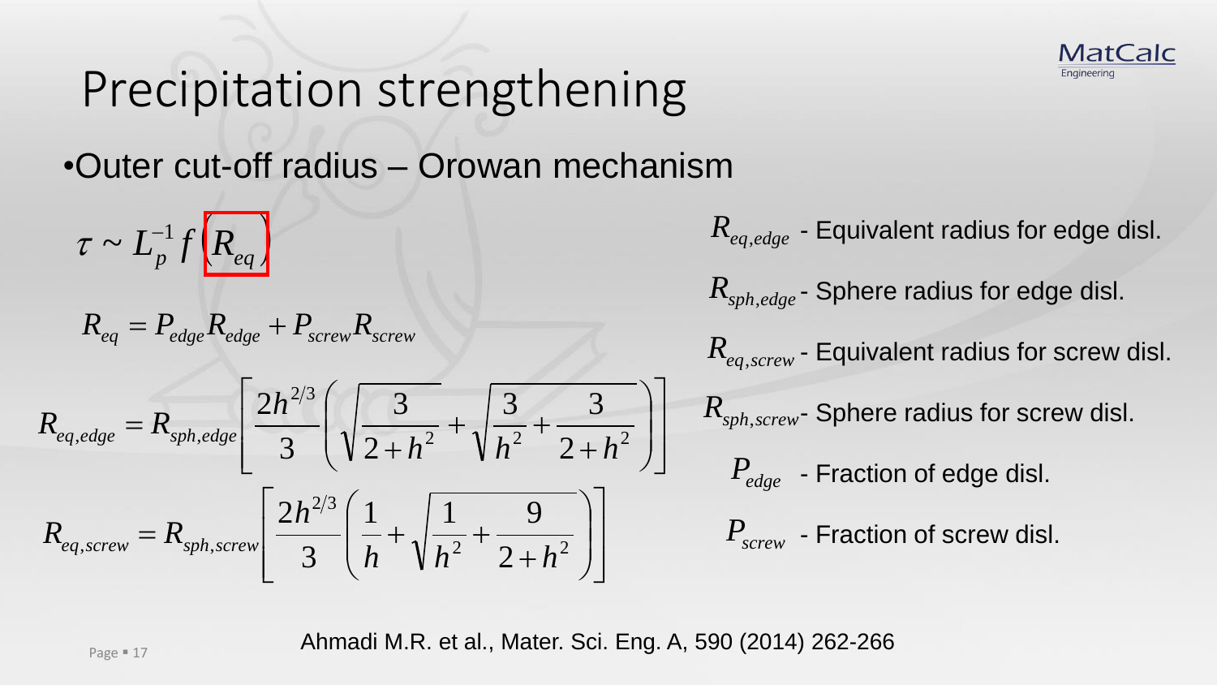# Precipitation strengthening

- Outer cut-off radius – Orowan mechanism

$$\tau \sim L_p^{-1} f\left(R_{eq}\right)$$

$$R_{eq} = P_{edge} R_{edge} + P_{screw} R_{screw}$$

$$R_{eq,edge} = R_{sph,edge}\left[\frac{2h^{2/3}}{3}\left(\sqrt{\frac{3}{2+h^2}} + \sqrt{\frac{3}{h^2} + \frac{3}{2+h^2}}\right)\right]$$

$$R_{eq,screw} = R_{sph,screw}\left[\frac{2h^{2/3}}{3}\left(\frac{1}{h} + \sqrt{\frac{1}{h^2} + \frac{9}{2+h^2}}\right)\right]$$

$R_{eq,edge}$ - Equivalent radius for edge disl.

$R_{sph,edge}$ - Sphere radius for edge disl.

$R_{eq,screw}$ - Equivalent radius for screw disl.

$R_{sph,screw}$ - Sphere radius for screw disl.

$P_{edge}$ - Fraction of edge disl.

$P_{screw}$ - Fraction of screw disl.

Ahmadi M.R. et al., Mater. Sci. Eng. A, 590 (2014) 262-266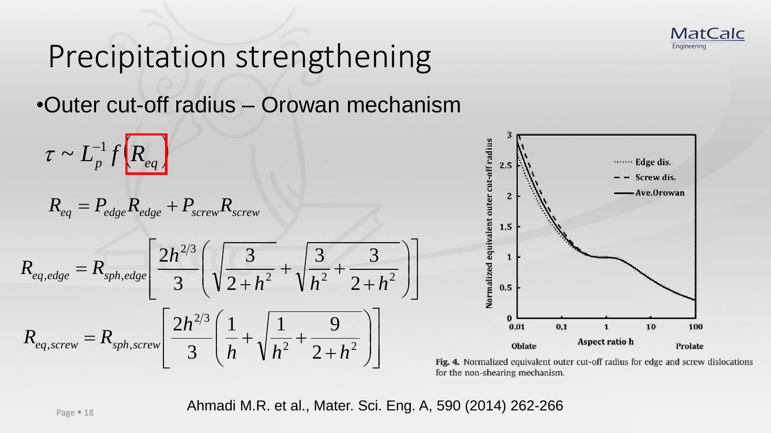# Precipitation strengthening

- Outer cut-off radius – Orowan mechanism

$$\tau \sim L_p^{-1} f\left(R_{eq}\right)$$

$$R_{eq} = P_{edge} R_{edge} + P_{screw} R_{screw}$$

$$R_{eq,edge} = R_{sph,edge}\left[\frac{2h^{2/3}}{3}\left(\sqrt{\frac{3}{2+h^2}} + \sqrt{\frac{3}{h^2} + \frac{3}{2+h^2}}\right)\right]$$

$$R_{eq,screw} = R_{sph,screw}\left[\frac{2h^{2/3}}{3}\left(\frac{1}{h} + \sqrt{\frac{1}{h^2} + \frac{9}{2+h^2}}\right)\right]$$

Fig. 4. Normalized equivalent outer cut-off radius for edge and screw dislocations for the non-shearing mechanism.

Ahmadi M.R. et al., Mater. Sci. Eng. A, 590 (2014) 262-266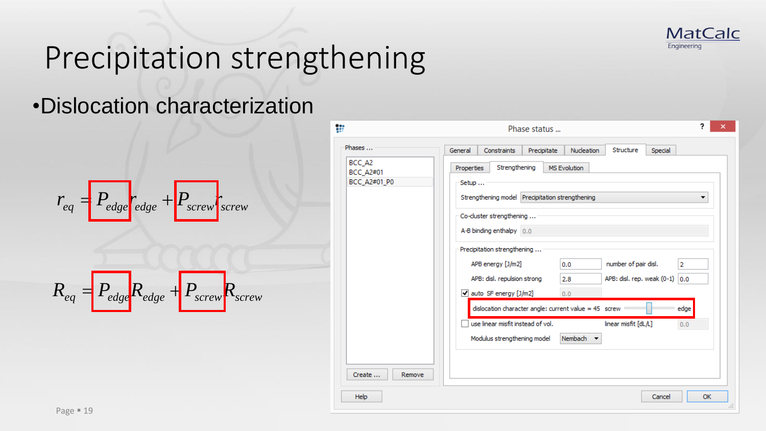# Precipitation strengthening

- Dislocation characterization

$$r_{eq} = P_{edge} r_{edge} + P_{screw} r_{screw}$$

$$R_{eq} = P_{edge} R_{edge} + P_{screw} R_{screw}$$

Phase status ...

Phases ...

BCC_A2
BCC_A2#01
BCC_A2#01_P0

Create ... | Remove

General | Constraints | Precipitate | Nucleation | Structure | Special

Properties | Strengthening | MS Evolution

Setup ...

Strengthening model: Precipitation strengthening

Co-cluster strengthening ...

A-B binding enthalpy: 0.0

Precipitation strengthening ...

APB energy [J/m2]: 0.0 | number of pair disl.: 2

APB: disl. repulsion strong: 2.8 | APB: disl. rep. weak (0-1): 0.0

☑ auto SF energy [J/m2]: 0.0

dislocation character angle: current value = 45 screw — edge

☐ use linear misfit instead of vol. | linear misfit [dL/L]: 0.0

Modulus strengthening model: Nembach

Help | Cancel | OK